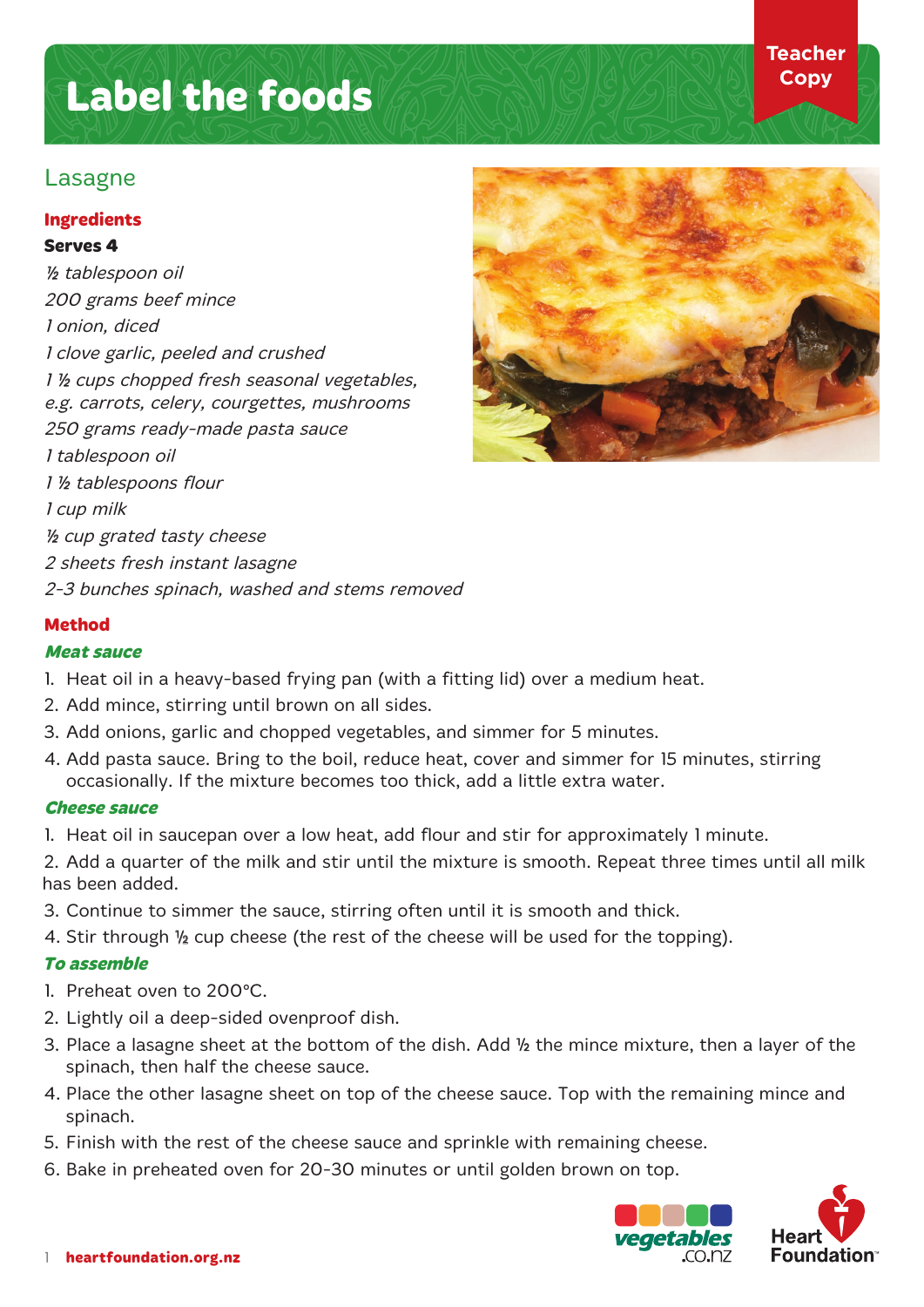# Label the foods

Teacher Copy

## Lasagne

### Ingredients

**Serves 4**

*½ tablespoon oil*
*200 grams beef mince*
*1 onion, diced*
*1 clove garlic, peeled and crushed*
*1 ½ cups chopped fresh seasonal vegetables, e.g. carrots, celery, courgettes, mushrooms*
*250 grams ready-made pasta sauce*
*1 tablespoon oil*
*1 ½ tablespoons flour*
*1 cup milk*
*½ cup grated tasty cheese*
*2 sheets fresh instant lasagne*
*2-3 bunches spinach, washed and stems removed*

### Method

***Meat sauce***

1. Heat oil in a heavy-based frying pan (with a fitting lid) over a medium heat.
2. Add mince, stirring until brown on all sides.
3. Add onions, garlic and chopped vegetables, and simmer for 5 minutes.
4. Add pasta sauce. Bring to the boil, reduce heat, cover and simmer for 15 minutes, stirring occasionally. If the mixture becomes too thick, add a little extra water.

***Cheese sauce***

1. Heat oil in saucepan over a low heat, add flour and stir for approximately 1 minute.
2. Add a quarter of the milk and stir until the mixture is smooth. Repeat three times until all milk has been added.
3. Continue to simmer the sauce, stirring often until it is smooth and thick.
4. Stir through ½ cup cheese (the rest of the cheese will be used for the topping).

***To assemble***

1. Preheat oven to 200°C.
2. Lightly oil a deep-sided ovenproof dish.
3. Place a lasagne sheet at the bottom of the dish. Add ½ the mince mixture, then a layer of the spinach, then half the cheese sauce.
4. Place the other lasagne sheet on top of the cheese sauce. Top with the remaining mince and spinach.
5. Finish with the rest of the cheese sauce and sprinkle with remaining cheese.
6. Bake in preheated oven for 20-30 minutes or until golden brown on top.

heartfoundation.org.nz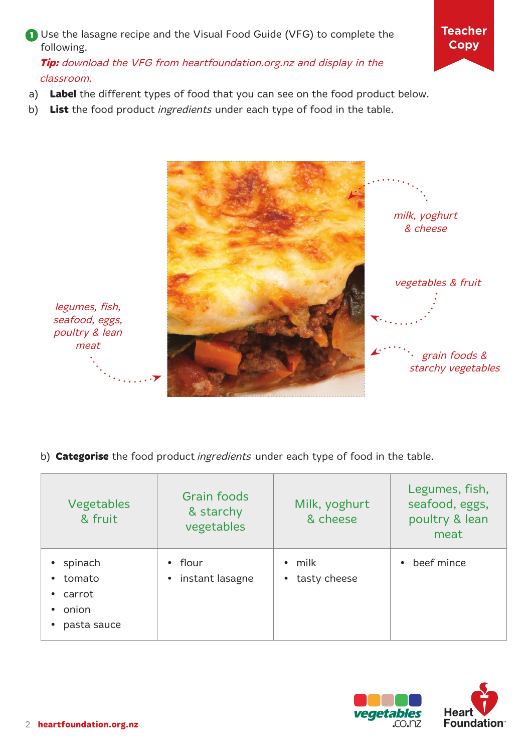**Teacher Copy**

1. Use the lasagne recipe and the Visual Food Guide (VFG) to complete the following.

***Tip:** download the VFG from heartfoundation.org.nz and display in the classroom.*

a) **Label** the different types of food that you can see on the food product below.

b) **List** the food product *ingredients* under each type of food in the table.

*milk, yoghurt & cheese*

*vegetables & fruit*

*legumes, fish, seafood, eggs, poultry & lean meat*

*grain foods & starchy vegetables*

b) **Categorise** the food product *ingredients* under each type of food in the table.

| Vegetables & fruit | Grain foods & starchy vegetables | Milk, yoghurt & cheese | Legumes, fish, seafood, eggs, poultry & lean meat |
|---|---|---|---|
| • spinach<br>• tomato<br>• carrot<br>• onion<br>• pasta sauce | • flour<br>• instant lasagne | • milk<br>• tasty cheese | • beef mince |